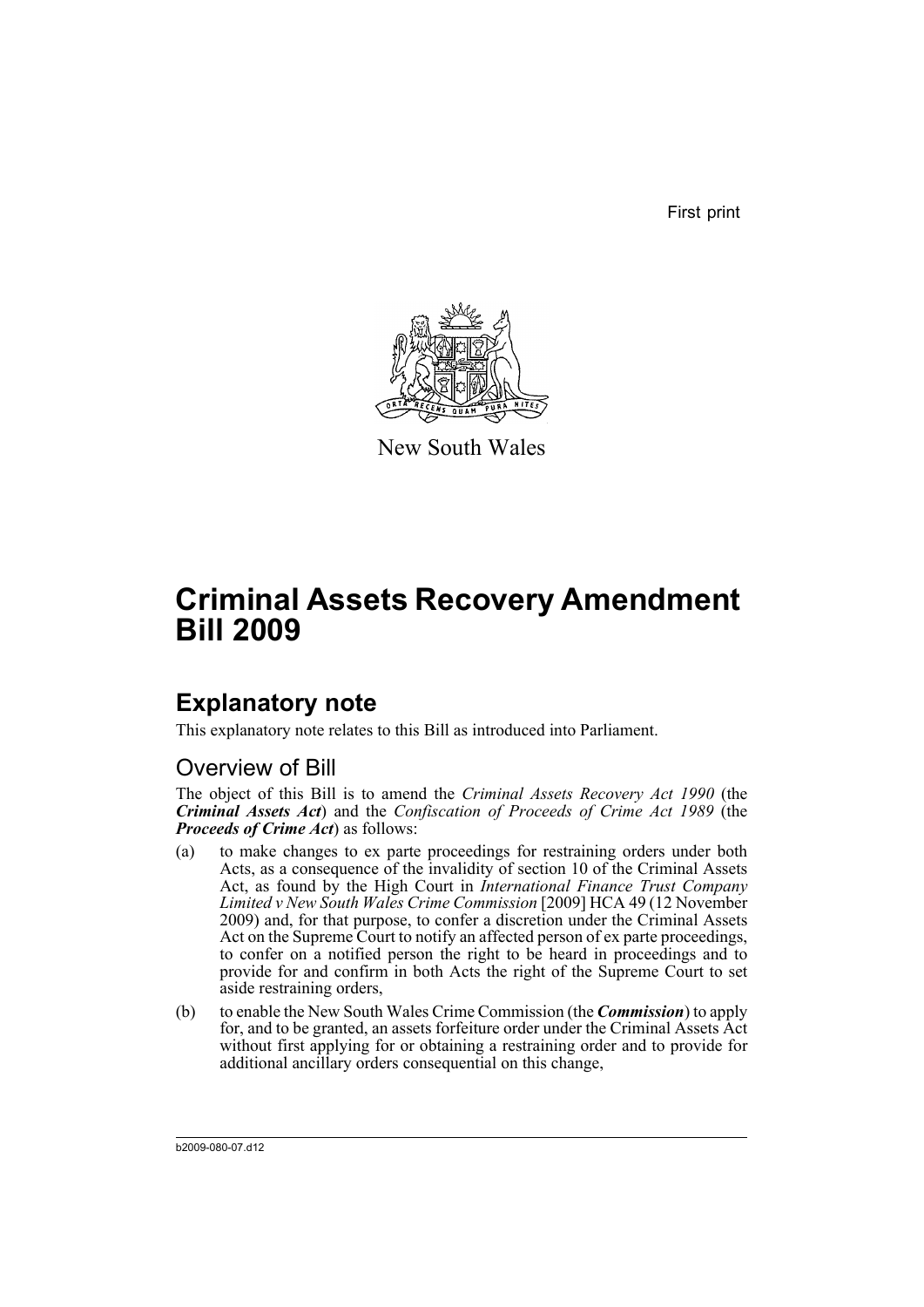First print

New South Wales

# Criminal Assets Recovery Amendment Bill 2009

## Explanatory note

This explanatory note relates to this Bill as introduced into Parliament.

### Overview of Bill

The object of this Bill is to amend the *Criminal Assets Recovery Act 1990* (the ***Criminal Assets Act***) and the *Confiscation of Proceeds of Crime Act 1989* (the ***Proceeds of Crime Act***) as follows:

(a) to make changes to ex parte proceedings for restraining orders under both Acts, as a consequence of the invalidity of section 10 of the Criminal Assets Act, as found by the High Court in *International Finance Trust Company Limited v New South Wales Crime Commission* [2009] HCA 49 (12 November 2009) and, for that purpose, to confer a discretion under the Criminal Assets Act on the Supreme Court to notify an affected person of ex parte proceedings, to confer on a notified person the right to be heard in proceedings and to provide for and confirm in both Acts the right of the Supreme Court to set aside restraining orders,

(b) to enable the New South Wales Crime Commission (the ***Commission***) to apply for, and to be granted, an assets forfeiture order under the Criminal Assets Act without first applying for or obtaining a restraining order and to provide for additional ancillary orders consequential on this change,

b2009-080-07.d12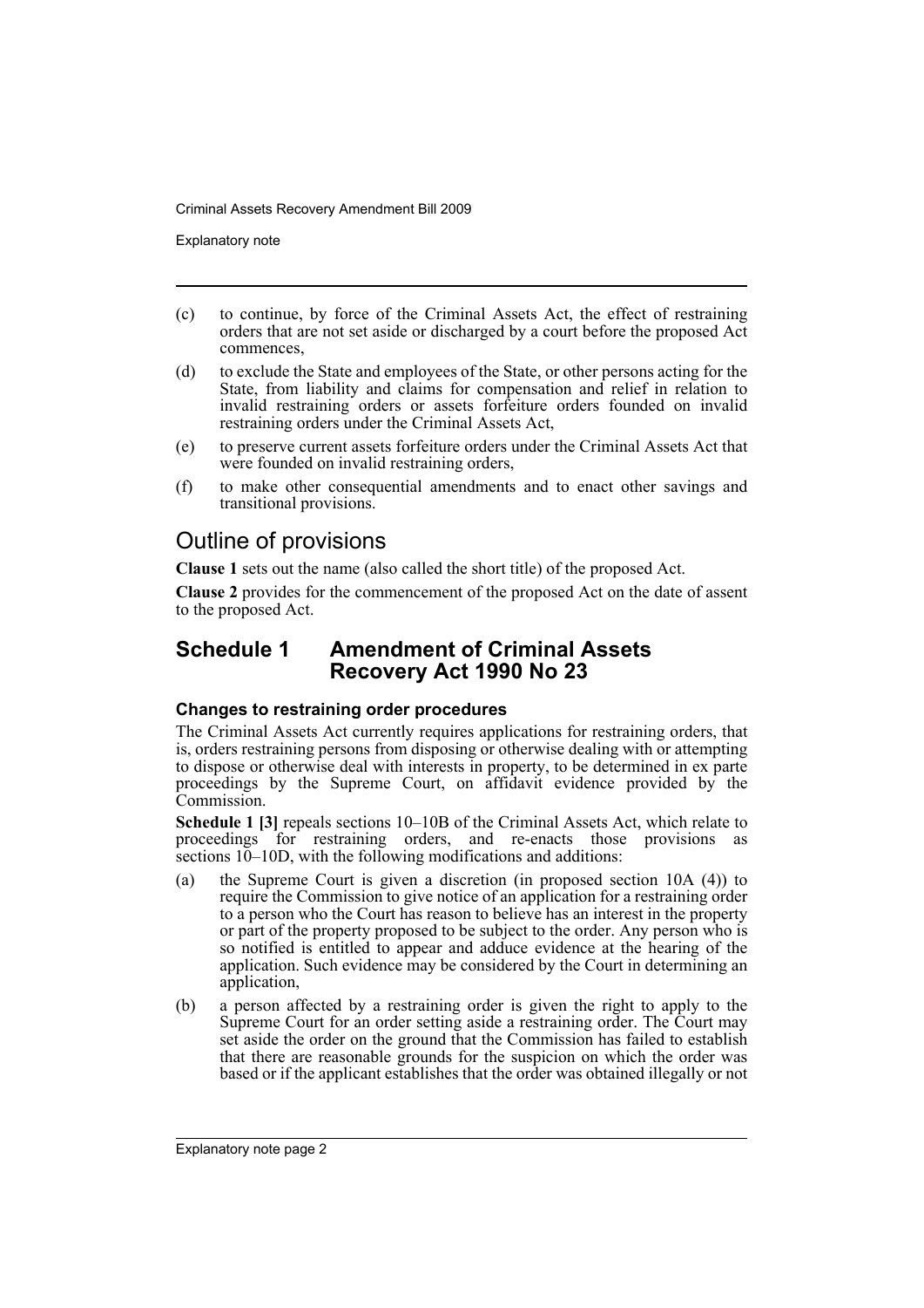(c) to continue, by force of the Criminal Assets Act, the effect of restraining orders that are not set aside or discharged by a court before the proposed Act commences,

(d) to exclude the State and employees of the State, or other persons acting for the State, from liability and claims for compensation and relief in relation to invalid restraining orders or assets forfeiture orders founded on invalid restraining orders under the Criminal Assets Act,

(e) to preserve current assets forfeiture orders under the Criminal Assets Act that were founded on invalid restraining orders,

(f) to make other consequential amendments and to enact other savings and transitional provisions.

## Outline of provisions

**Clause 1** sets out the name (also called the short title) of the proposed Act.

**Clause 2** provides for the commencement of the proposed Act on the date of assent to the proposed Act.

## Schedule 1 Amendment of Criminal Assets Recovery Act 1990 No 23

### Changes to restraining order procedures

The Criminal Assets Act currently requires applications for restraining orders, that is, orders restraining persons from disposing or otherwise dealing with or attempting to dispose or otherwise deal with interests in property, to be determined in ex parte proceedings by the Supreme Court, on affidavit evidence provided by the Commission.

**Schedule 1 [3]** repeals sections 10–10B of the Criminal Assets Act, which relate to proceedings for restraining orders, and re-enacts those provisions as sections 10–10D, with the following modifications and additions:

(a) the Supreme Court is given a discretion (in proposed section 10A (4)) to require the Commission to give notice of an application for a restraining order to a person who the Court has reason to believe has an interest in the property or part of the property proposed to be subject to the order. Any person who is so notified is entitled to appear and adduce evidence at the hearing of the application. Such evidence may be considered by the Court in determining an application,

(b) a person affected by a restraining order is given the right to apply to the Supreme Court for an order setting aside a restraining order. The Court may set aside the order on the ground that the Commission has failed to establish that there are reasonable grounds for the suspicion on which the order was based or if the applicant establishes that the order was obtained illegally or not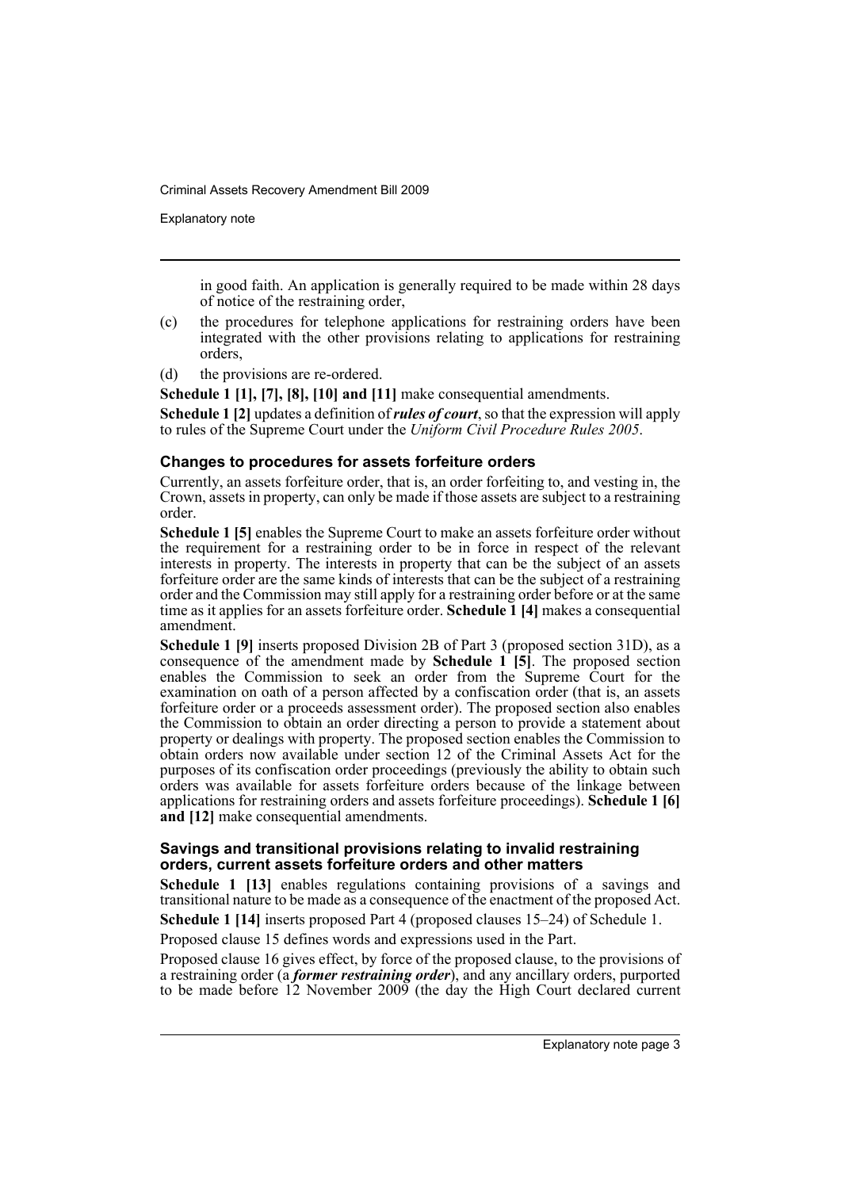in good faith. An application is generally required to be made within 28 days of notice of the restraining order,

(c) the procedures for telephone applications for restraining orders have been integrated with the other provisions relating to applications for restraining orders,

(d) the provisions are re-ordered.

**Schedule 1 [1], [7], [8], [10] and [11]** make consequential amendments.

**Schedule 1 [2]** updates a definition of ***rules of court***, so that the expression will apply to rules of the Supreme Court under the *Uniform Civil Procedure Rules 2005*.

### Changes to procedures for assets forfeiture orders

Currently, an assets forfeiture order, that is, an order forfeiting to, and vesting in, the Crown, assets in property, can only be made if those assets are subject to a restraining order.

**Schedule 1 [5]** enables the Supreme Court to make an assets forfeiture order without the requirement for a restraining order to be in force in respect of the relevant interests in property. The interests in property that can be the subject of an assets forfeiture order are the same kinds of interests that can be the subject of a restraining order and the Commission may still apply for a restraining order before or at the same time as it applies for an assets forfeiture order. **Schedule 1 [4]** makes a consequential amendment.

**Schedule 1 [9]** inserts proposed Division 2B of Part 3 (proposed section 31D), as a consequence of the amendment made by **Schedule 1 [5]**. The proposed section enables the Commission to seek an order from the Supreme Court for the examination on oath of a person affected by a confiscation order (that is, an assets forfeiture order or a proceeds assessment order). The proposed section also enables the Commission to obtain an order directing a person to provide a statement about property or dealings with property. The proposed section enables the Commission to obtain orders now available under section 12 of the Criminal Assets Act for the purposes of its confiscation order proceedings (previously the ability to obtain such orders was available for assets forfeiture orders because of the linkage between applications for restraining orders and assets forfeiture proceedings). **Schedule 1 [6] and [12]** make consequential amendments.

### Savings and transitional provisions relating to invalid restraining orders, current assets forfeiture orders and other matters

**Schedule 1 [13]** enables regulations containing provisions of a savings and transitional nature to be made as a consequence of the enactment of the proposed Act.

**Schedule 1 [14]** inserts proposed Part 4 (proposed clauses 15–24) of Schedule 1.

Proposed clause 15 defines words and expressions used in the Part.

Proposed clause 16 gives effect, by force of the proposed clause, to the provisions of a restraining order (a ***former restraining order***), and any ancillary orders, purported to be made before 12 November 2009 (the day the High Court declared current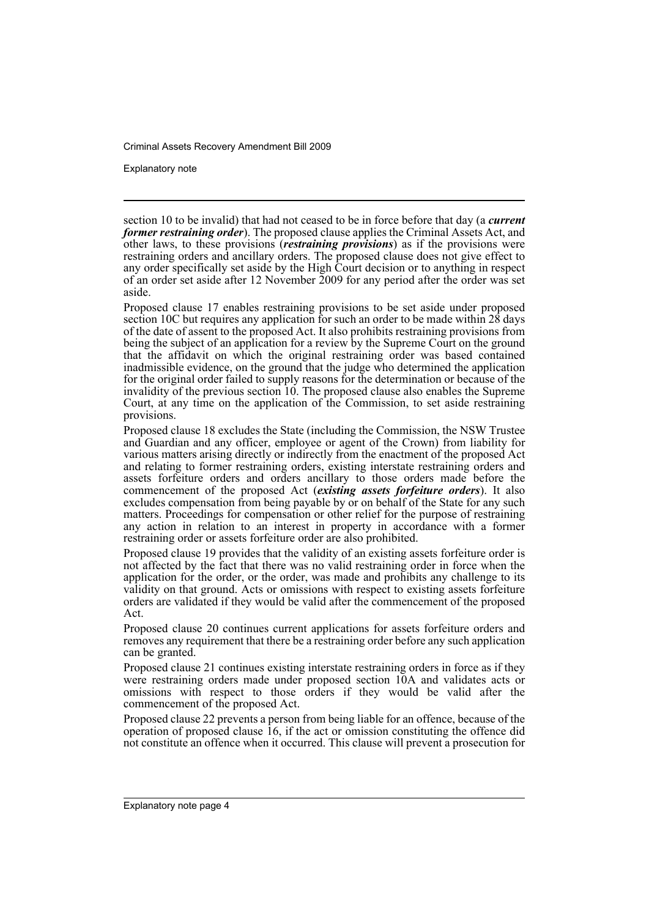section 10 to be invalid) that had not ceased to be in force before that day (a ***current former restraining order***). The proposed clause applies the Criminal Assets Act, and other laws, to these provisions (***restraining provisions***) as if the provisions were restraining orders and ancillary orders. The proposed clause does not give effect to any order specifically set aside by the High Court decision or to anything in respect of an order set aside after 12 November 2009 for any period after the order was set aside.

Proposed clause 17 enables restraining provisions to be set aside under proposed section 10C but requires any application for such an order to be made within 28 days of the date of assent to the proposed Act. It also prohibits restraining provisions from being the subject of an application for a review by the Supreme Court on the ground that the affidavit on which the original restraining order was based contained inadmissible evidence, on the ground that the judge who determined the application for the original order failed to supply reasons for the determination or because of the invalidity of the previous section 10. The proposed clause also enables the Supreme Court, at any time on the application of the Commission, to set aside restraining provisions.

Proposed clause 18 excludes the State (including the Commission, the NSW Trustee and Guardian and any officer, employee or agent of the Crown) from liability for various matters arising directly or indirectly from the enactment of the proposed Act and relating to former restraining orders, existing interstate restraining orders and assets forfeiture orders and orders ancillary to those orders made before the commencement of the proposed Act (***existing assets forfeiture orders***). It also excludes compensation from being payable by or on behalf of the State for any such matters. Proceedings for compensation or other relief for the purpose of restraining any action in relation to an interest in property in accordance with a former restraining order or assets forfeiture order are also prohibited.

Proposed clause 19 provides that the validity of an existing assets forfeiture order is not affected by the fact that there was no valid restraining order in force when the application for the order, or the order, was made and prohibits any challenge to its validity on that ground. Acts or omissions with respect to existing assets forfeiture orders are validated if they would be valid after the commencement of the proposed Act.

Proposed clause 20 continues current applications for assets forfeiture orders and removes any requirement that there be a restraining order before any such application can be granted.

Proposed clause 21 continues existing interstate restraining orders in force as if they were restraining orders made under proposed section 10A and validates acts or omissions with respect to those orders if they would be valid after the commencement of the proposed Act.

Proposed clause 22 prevents a person from being liable for an offence, because of the operation of proposed clause 16, if the act or omission constituting the offence did not constitute an offence when it occurred. This clause will prevent a prosecution for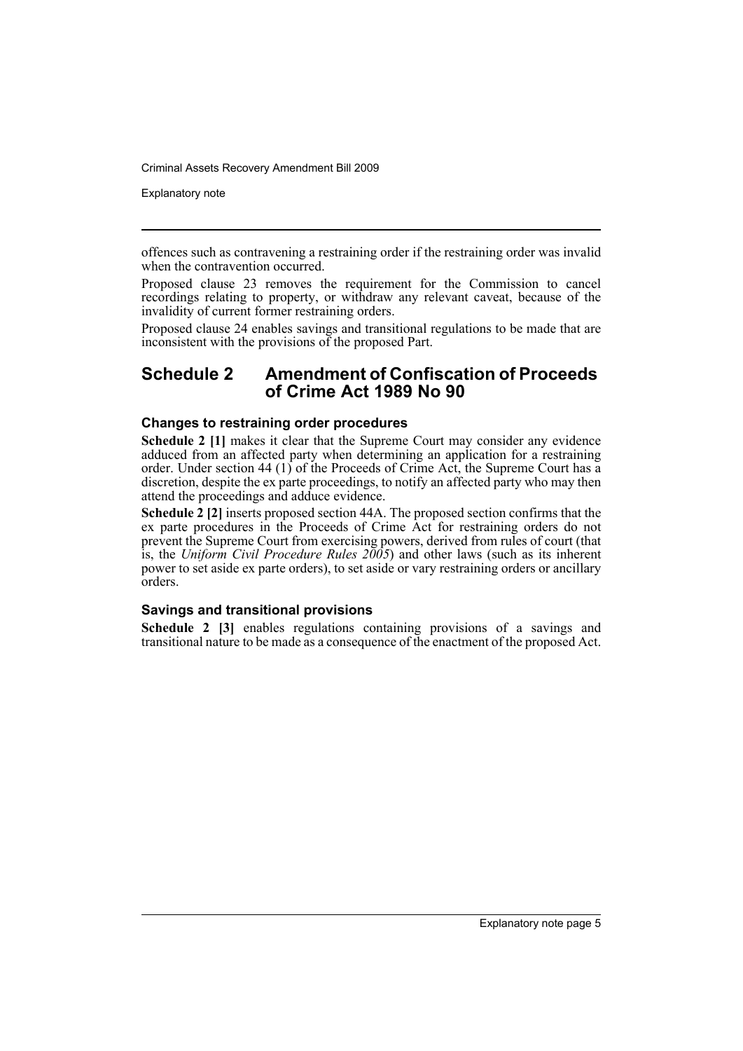offences such as contravening a restraining order if the restraining order was invalid when the contravention occurred.

Proposed clause 23 removes the requirement for the Commission to cancel recordings relating to property, or withdraw any relevant caveat, because of the invalidity of current former restraining orders.

Proposed clause 24 enables savings and transitional regulations to be made that are inconsistent with the provisions of the proposed Part.

## Schedule 2 Amendment of Confiscation of Proceeds of Crime Act 1989 No 90

### Changes to restraining order procedures

**Schedule 2 [1]** makes it clear that the Supreme Court may consider any evidence adduced from an affected party when determining an application for a restraining order. Under section 44 (1) of the Proceeds of Crime Act, the Supreme Court has a discretion, despite the ex parte proceedings, to notify an affected party who may then attend the proceedings and adduce evidence.

**Schedule 2 [2]** inserts proposed section 44A. The proposed section confirms that the ex parte procedures in the Proceeds of Crime Act for restraining orders do not prevent the Supreme Court from exercising powers, derived from rules of court (that is, the *Uniform Civil Procedure Rules 2005*) and other laws (such as its inherent power to set aside ex parte orders), to set aside or vary restraining orders or ancillary orders.

### Savings and transitional provisions

**Schedule 2 [3]** enables regulations containing provisions of a savings and transitional nature to be made as a consequence of the enactment of the proposed Act.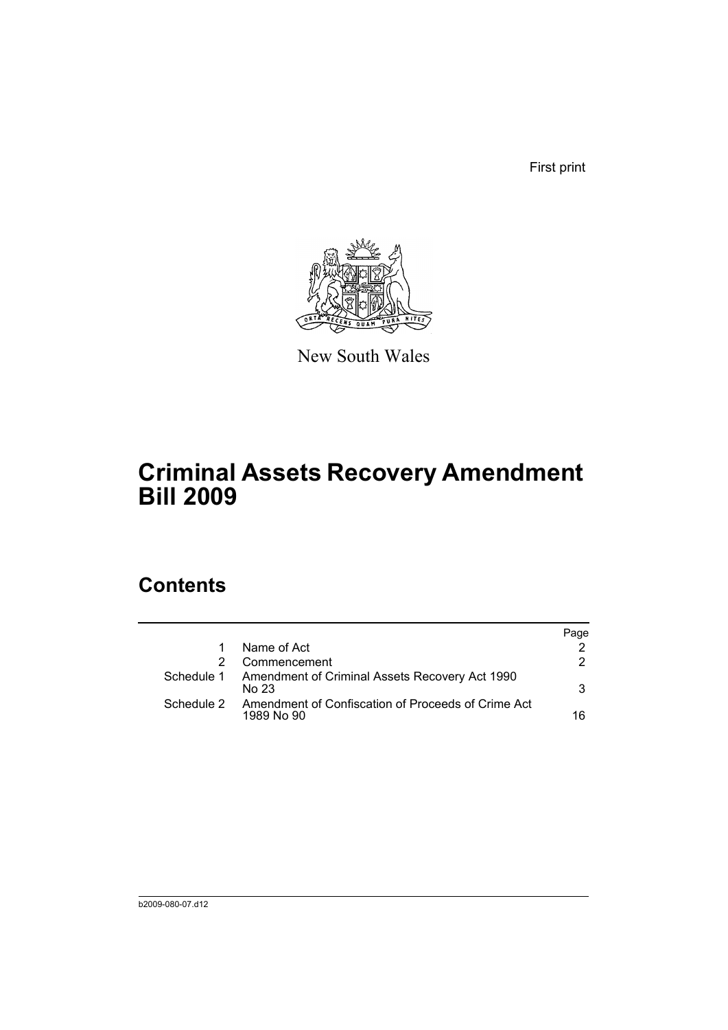First print

New South Wales

# Criminal Assets Recovery Amendment Bill 2009

## Contents

| | | Page |
|---|---|---|
| 1 | Name of Act | 2 |
| 2 | Commencement | 2 |
| Schedule 1 | Amendment of Criminal Assets Recovery Act 1990 No 23 | 3 |
| Schedule 2 | Amendment of Confiscation of Proceeds of Crime Act 1989 No 90 | 16 |

b2009-080-07.d12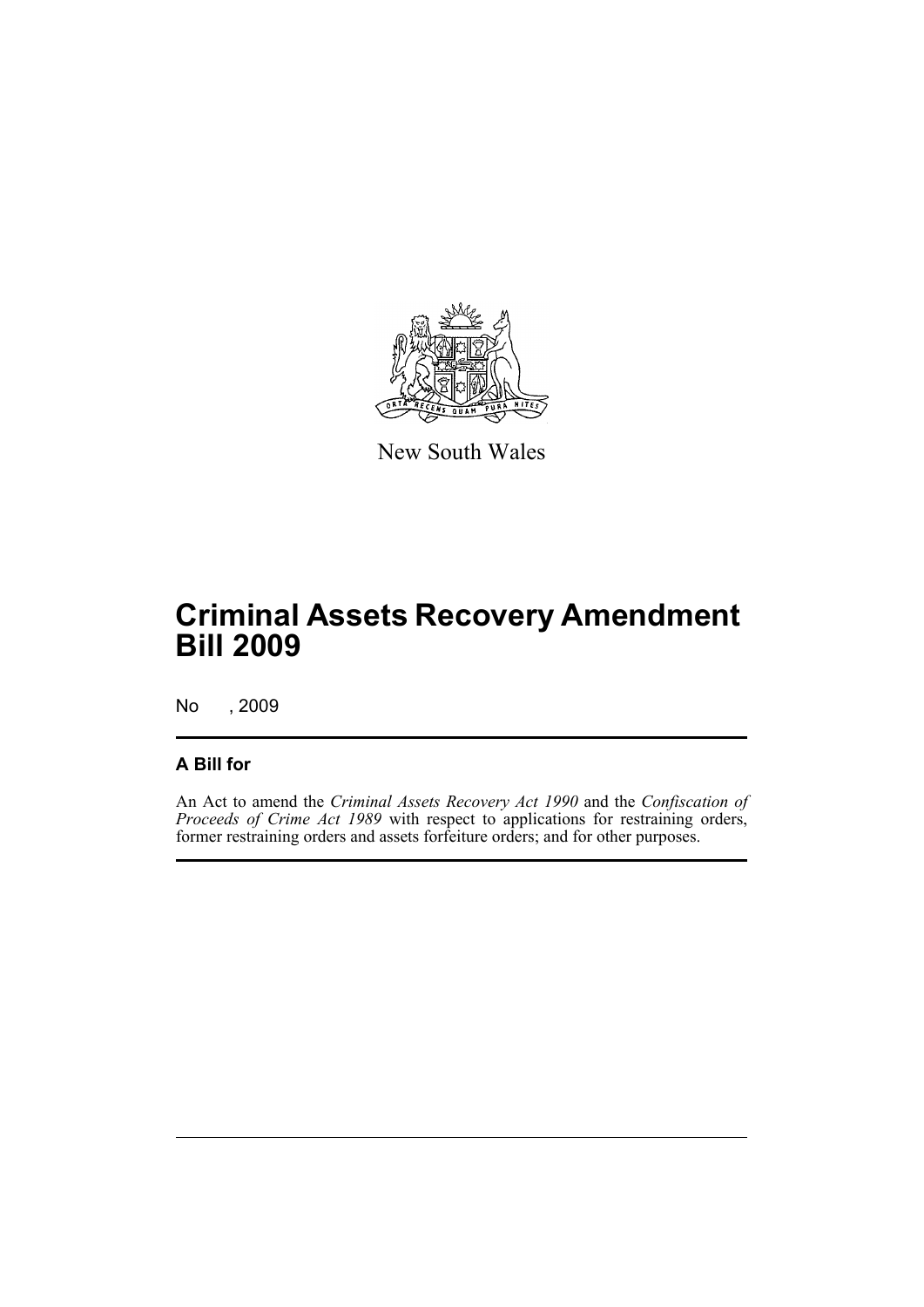New South Wales

# Criminal Assets Recovery Amendment Bill 2009

No , 2009

## A Bill for

An Act to amend the *Criminal Assets Recovery Act 1990* and the *Confiscation of Proceeds of Crime Act 1989* with respect to applications for restraining orders, former restraining orders and assets forfeiture orders; and for other purposes.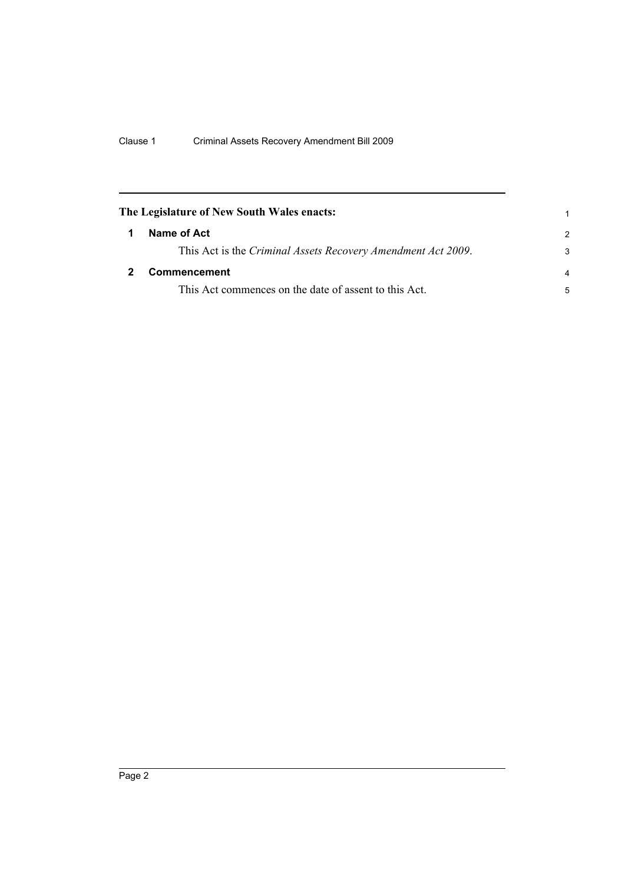The Legislature of New South Wales enacts:

## 1 Name of Act

This Act is the *Criminal Assets Recovery Amendment Act 2009*.

## 2 Commencement

This Act commences on the date of assent to this Act.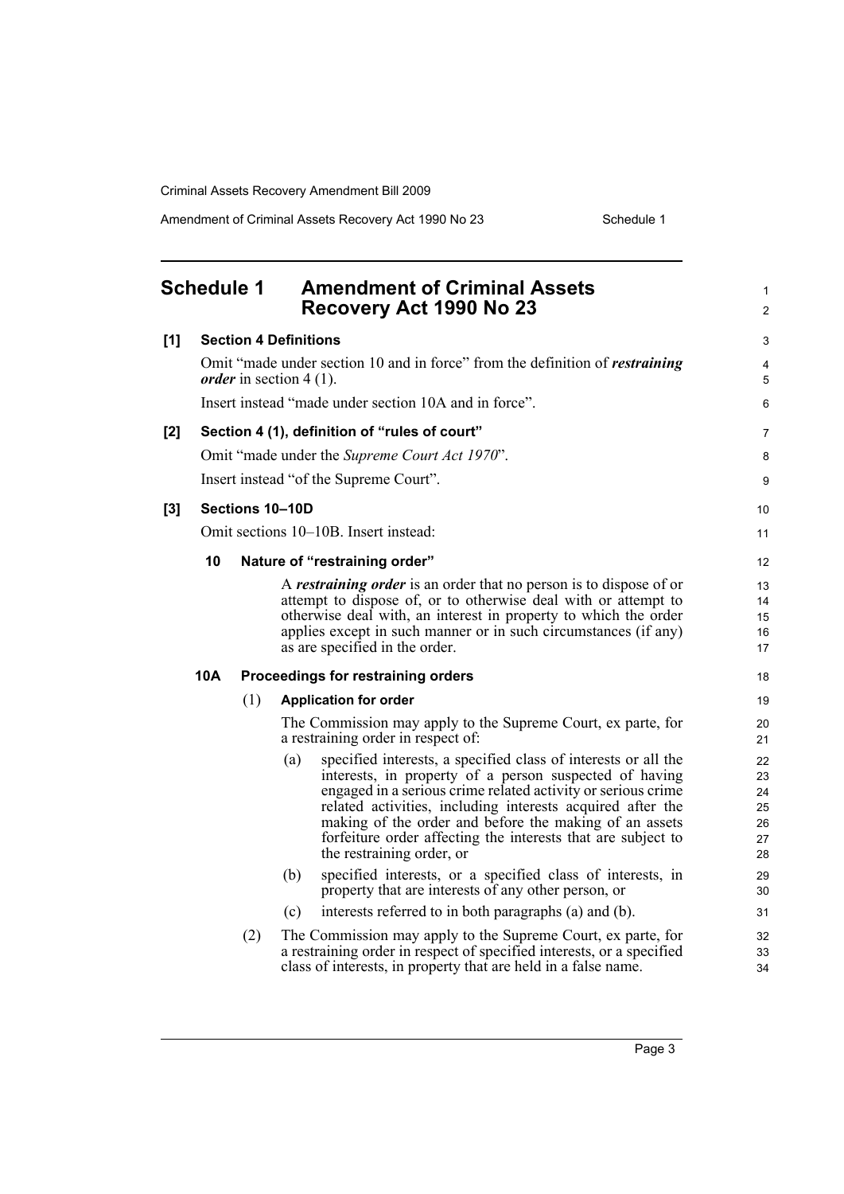## Schedule 1 Amendment of Criminal Assets Recovery Act 1990 No 23

**[1] Section 4 Definitions**

Omit "made under section 10 and in force" from the definition of ***restraining order*** in section 4 (1).

Insert instead "made under section 10A and in force".

**[2] Section 4 (1), definition of "rules of court"**

Omit "made under the *Supreme Court Act 1970*".

Insert instead "of the Supreme Court".

**[3] Sections 10–10D**

Omit sections 10–10B. Insert instead:

**10 Nature of "restraining order"**

A ***restraining order*** is an order that no person is to dispose of or attempt to dispose of, or to otherwise deal with or attempt to otherwise deal with, an interest in property to which the order applies except in such manner or in such circumstances (if any) as are specified in the order.

**10A Proceedings for restraining orders**

(1) **Application for order**

The Commission may apply to the Supreme Court, ex parte, for a restraining order in respect of:

(a) specified interests, a specified class of interests or all the interests, in property of a person suspected of having engaged in a serious crime related activity or serious crime related activities, including interests acquired after the making of the order and before the making of an assets forfeiture order affecting the interests that are subject to the restraining order, or

(b) specified interests, or a specified class of interests, in property that are interests of any other person, or

(c) interests referred to in both paragraphs (a) and (b).

(2) The Commission may apply to the Supreme Court, ex parte, for a restraining order in respect of specified interests, or a specified class of interests, in property that are held in a false name.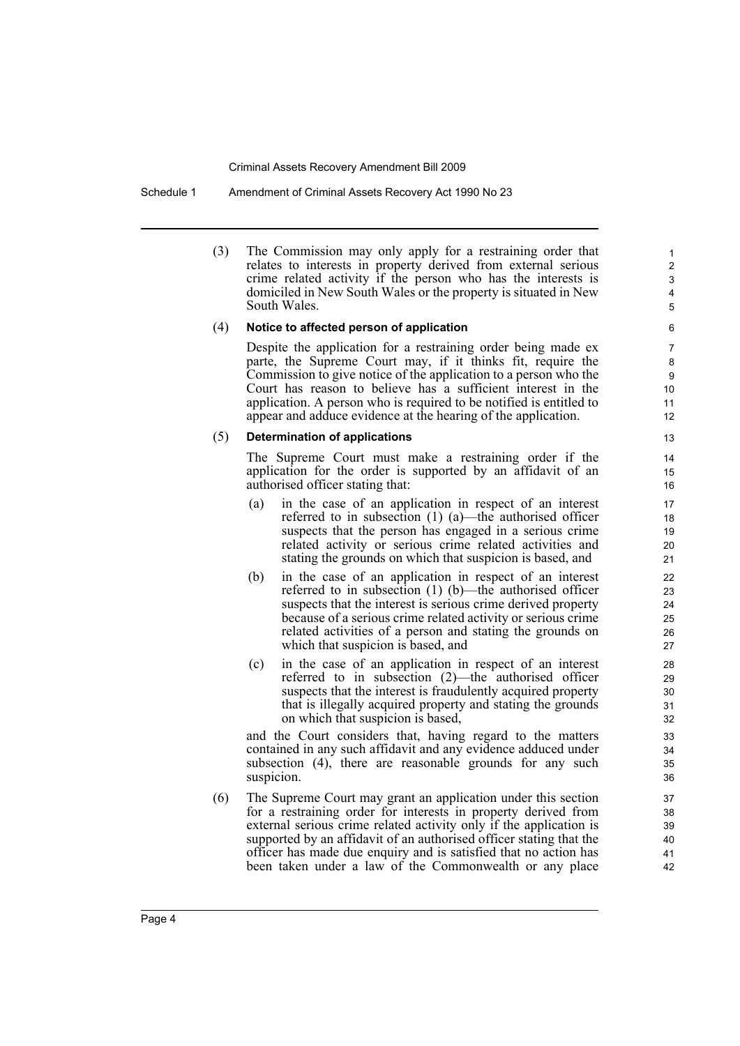(3) The Commission may only apply for a restraining order that relates to interests in property derived from external serious crime related activity if the person who has the interests is domiciled in New South Wales or the property is situated in New South Wales.

(4) **Notice to affected person of application**

Despite the application for a restraining order being made ex parte, the Supreme Court may, if it thinks fit, require the Commission to give notice of the application to a person who the Court has reason to believe has a sufficient interest in the application. A person who is required to be notified is entitled to appear and adduce evidence at the hearing of the application.

(5) **Determination of applications**

The Supreme Court must make a restraining order if the application for the order is supported by an affidavit of an authorised officer stating that:

- (a) in the case of an application in respect of an interest referred to in subsection (1) (a)—the authorised officer suspects that the person has engaged in a serious crime related activity or serious crime related activities and stating the grounds on which that suspicion is based, and
- (b) in the case of an application in respect of an interest referred to in subsection (1) (b)—the authorised officer suspects that the interest is serious crime derived property because of a serious crime related activity or serious crime related activities of a person and stating the grounds on which that suspicion is based, and
- (c) in the case of an application in respect of an interest referred to in subsection (2)—the authorised officer suspects that the interest is fraudulently acquired property that is illegally acquired property and stating the grounds on which that suspicion is based,

and the Court considers that, having regard to the matters contained in any such affidavit and any evidence adduced under subsection (4), there are reasonable grounds for any such suspicion.

(6) The Supreme Court may grant an application under this section for a restraining order for interests in property derived from external serious crime related activity only if the application is supported by an affidavit of an authorised officer stating that the officer has made due enquiry and is satisfied that no action has been taken under a law of the Commonwealth or any place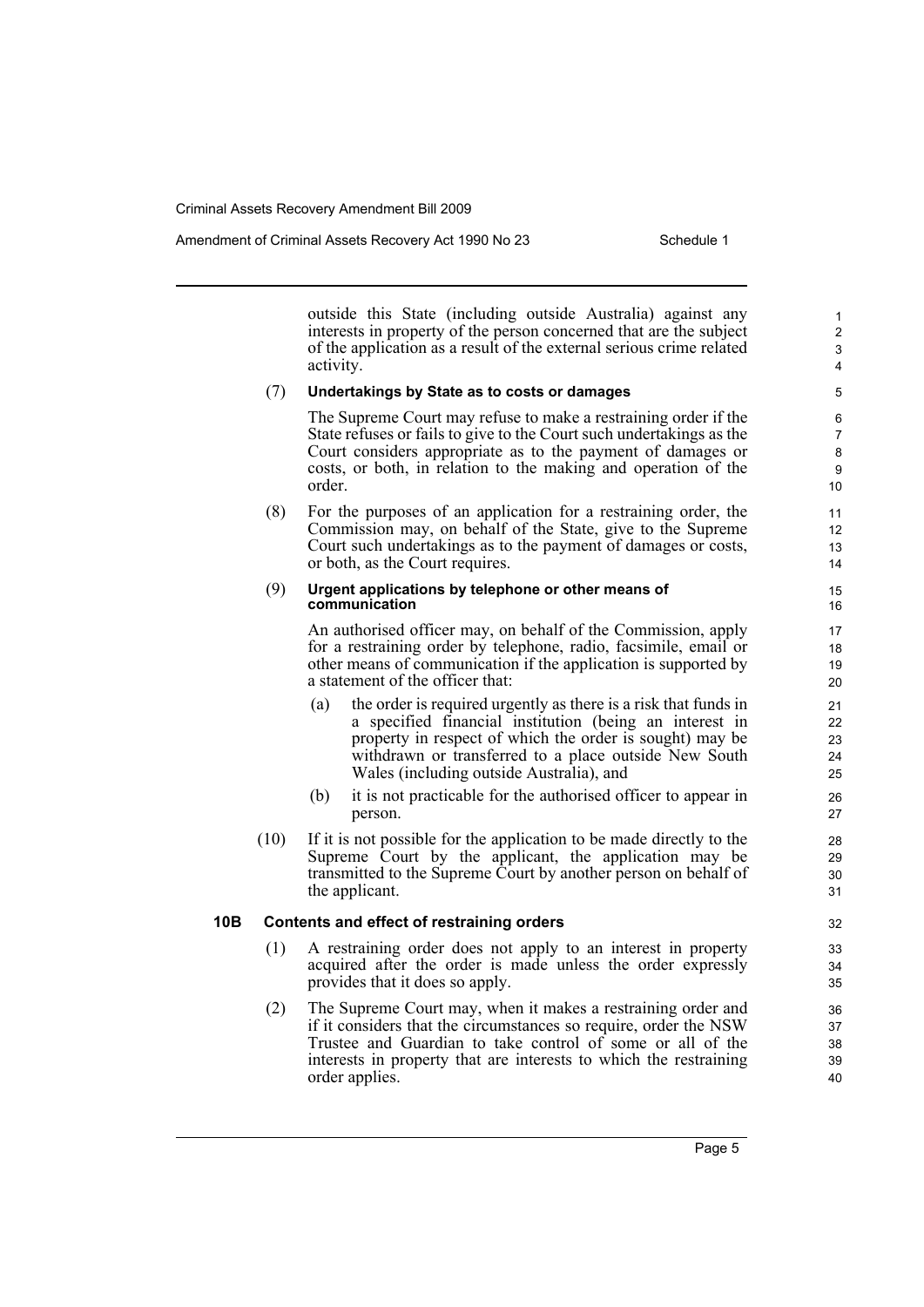outside this State (including outside Australia) against any interests in property of the person concerned that are the subject of the application as a result of the external serious crime related activity.

(7) **Undertakings by State as to costs or damages**

The Supreme Court may refuse to make a restraining order if the State refuses or fails to give to the Court such undertakings as the Court considers appropriate as to the payment of damages or costs, or both, in relation to the making and operation of the order.

(8) For the purposes of an application for a restraining order, the Commission may, on behalf of the State, give to the Supreme Court such undertakings as to the payment of damages or costs, or both, as the Court requires.

(9) **Urgent applications by telephone or other means of communication**

An authorised officer may, on behalf of the Commission, apply for a restraining order by telephone, radio, facsimile, email or other means of communication if the application is supported by a statement of the officer that:

(a) the order is required urgently as there is a risk that funds in a specified financial institution (being an interest in property in respect of which the order is sought) may be withdrawn or transferred to a place outside New South Wales (including outside Australia), and

(b) it is not practicable for the authorised officer to appear in person.

(10) If it is not possible for the application to be made directly to the Supreme Court by the applicant, the application may be transmitted to the Supreme Court by another person on behalf of the applicant.

### 10B Contents and effect of restraining orders

(1) A restraining order does not apply to an interest in property acquired after the order is made unless the order expressly provides that it does so apply.

(2) The Supreme Court may, when it makes a restraining order and if it considers that the circumstances so require, order the NSW Trustee and Guardian to take control of some or all of the interests in property that are interests to which the restraining order applies.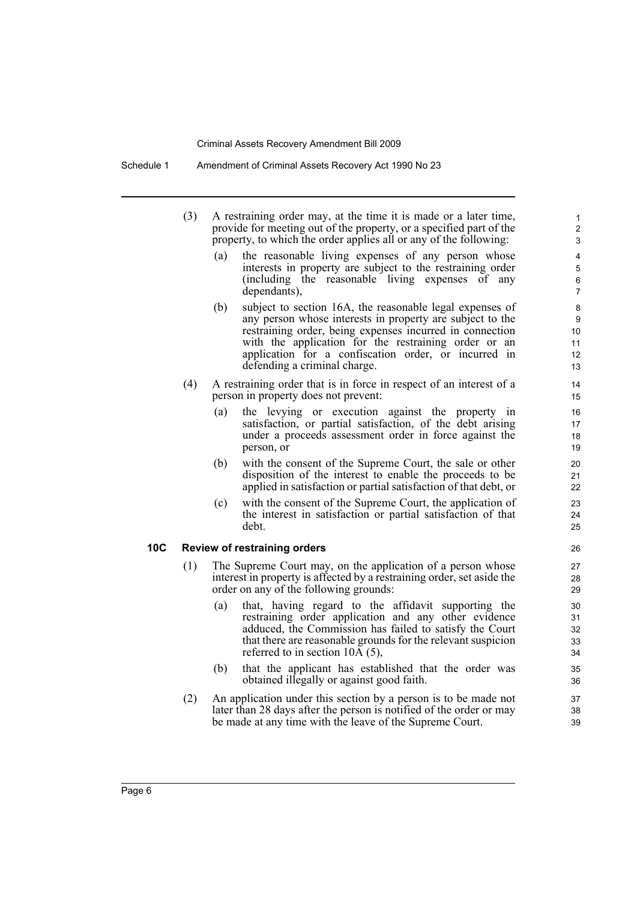(3) A restraining order may, at the time it is made or a later time, provide for meeting out of the property, or a specified part of the property, to which the order applies all or any of the following:

(a) the reasonable living expenses of any person whose interests in property are subject to the restraining order (including the reasonable living expenses of any dependants),

(b) subject to section 16A, the reasonable legal expenses of any person whose interests in property are subject to the restraining order, being expenses incurred in connection with the application for the restraining order or an application for a confiscation order, or incurred in defending a criminal charge.

(4) A restraining order that is in force in respect of an interest of a person in property does not prevent:

(a) the levying or execution against the property in satisfaction, or partial satisfaction, of the debt arising under a proceeds assessment order in force against the person, or

(b) with the consent of the Supreme Court, the sale or other disposition of the interest to enable the proceeds to be applied in satisfaction or partial satisfaction of that debt, or

(c) with the consent of the Supreme Court, the application of the interest in satisfaction or partial satisfaction of that debt.

**10C Review of restraining orders**

(1) The Supreme Court may, on the application of a person whose interest in property is affected by a restraining order, set aside the order on any of the following grounds:

(a) that, having regard to the affidavit supporting the restraining order application and any other evidence adduced, the Commission has failed to satisfy the Court that there are reasonable grounds for the relevant suspicion referred to in section 10A (5),

(b) that the applicant has established that the order was obtained illegally or against good faith.

(2) An application under this section by a person is to be made not later than 28 days after the person is notified of the order or may be made at any time with the leave of the Supreme Court.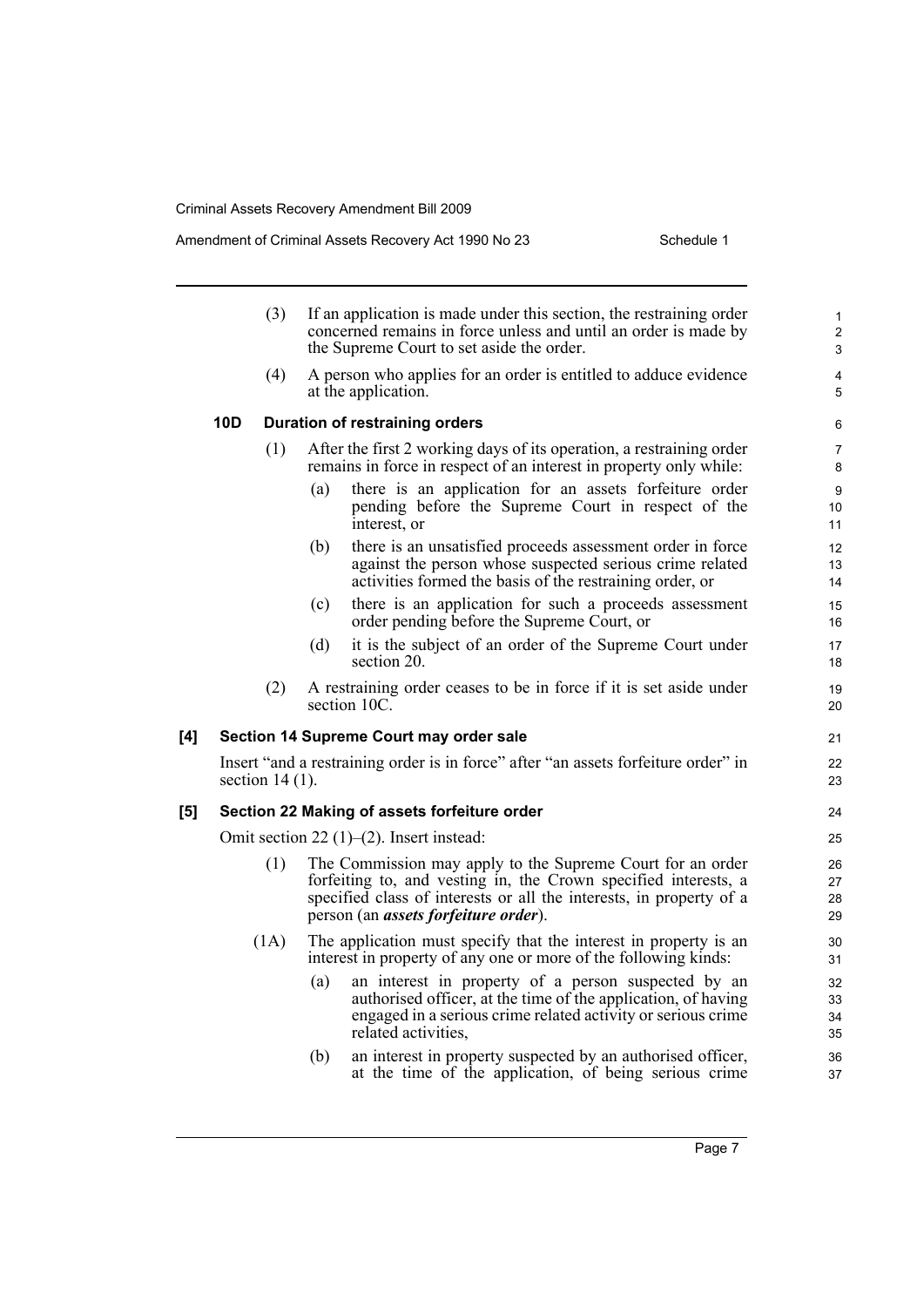(3) If an application is made under this section, the restraining order concerned remains in force unless and until an order is made by the Supreme Court to set aside the order.

(4) A person who applies for an order is entitled to adduce evidence at the application.

**10D Duration of restraining orders**

(1) After the first 2 working days of its operation, a restraining order remains in force in respect of an interest in property only while:

(a) there is an application for an assets forfeiture order pending before the Supreme Court in respect of the interest, or

(b) there is an unsatisfied proceeds assessment order in force against the person whose suspected serious crime related activities formed the basis of the restraining order, or

(c) there is an application for such a proceeds assessment order pending before the Supreme Court, or

(d) it is the subject of an order of the Supreme Court under section 20.

(2) A restraining order ceases to be in force if it is set aside under section 10C.

**[4] Section 14 Supreme Court may order sale**

Insert "and a restraining order is in force" after "an assets forfeiture order" in section 14 (1).

**[5] Section 22 Making of assets forfeiture order**

Omit section 22 (1)–(2). Insert instead:

(1) The Commission may apply to the Supreme Court for an order forfeiting to, and vesting in, the Crown specified interests, a specified class of interests or all the interests, in property of a person (an ***assets forfeiture order***).

(1A) The application must specify that the interest in property is an interest in property of any one or more of the following kinds:

(a) an interest in property of a person suspected by an authorised officer, at the time of the application, of having engaged in a serious crime related activity or serious crime related activities,

(b) an interest in property suspected by an authorised officer, at the time of the application, of being serious crime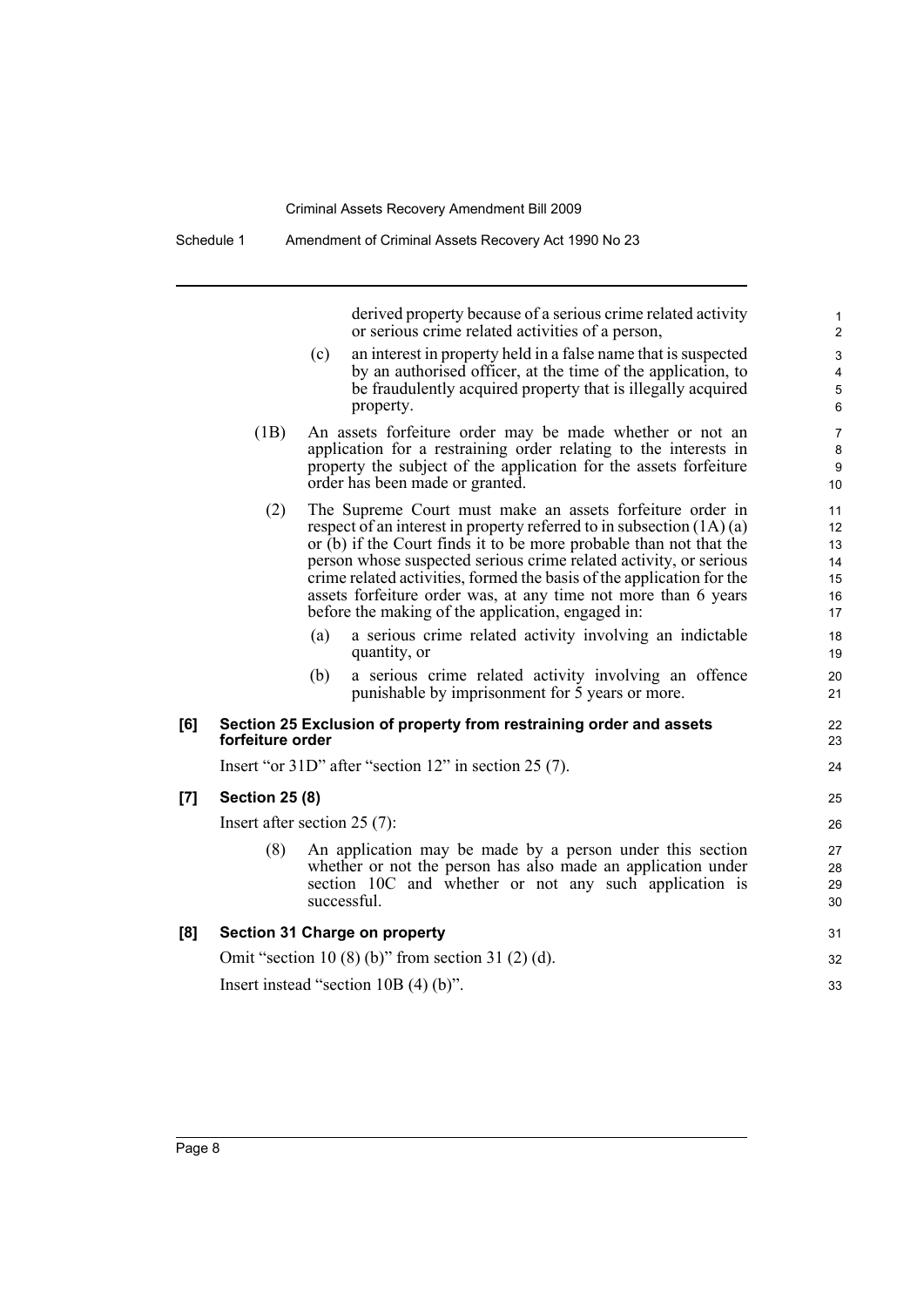derived property because of a serious crime related activity or serious crime related activities of a person,

(c) an interest in property held in a false name that is suspected by an authorised officer, at the time of the application, to be fraudulently acquired property that is illegally acquired property.

(1B) An assets forfeiture order may be made whether or not an application for a restraining order relating to the interests in property the subject of the application for the assets forfeiture order has been made or granted.

(2) The Supreme Court must make an assets forfeiture order in respect of an interest in property referred to in subsection (1A) (a) or (b) if the Court finds it to be more probable than not that the person whose suspected serious crime related activity, or serious crime related activities, formed the basis of the application for the assets forfeiture order was, at any time not more than 6 years before the making of the application, engaged in:

(a) a serious crime related activity involving an indictable quantity, or

(b) a serious crime related activity involving an offence punishable by imprisonment for 5 years or more.

**[6] Section 25 Exclusion of property from restraining order and assets forfeiture order**

Insert "or 31D" after "section 12" in section 25 (7).

**[7] Section 25 (8)**

Insert after section 25 (7):

(8) An application may be made by a person under this section whether or not the person has also made an application under section 10C and whether or not any such application is successful.

**[8] Section 31 Charge on property**

Omit "section 10 (8) (b)" from section 31 (2) (d).

Insert instead "section 10B (4) (b)".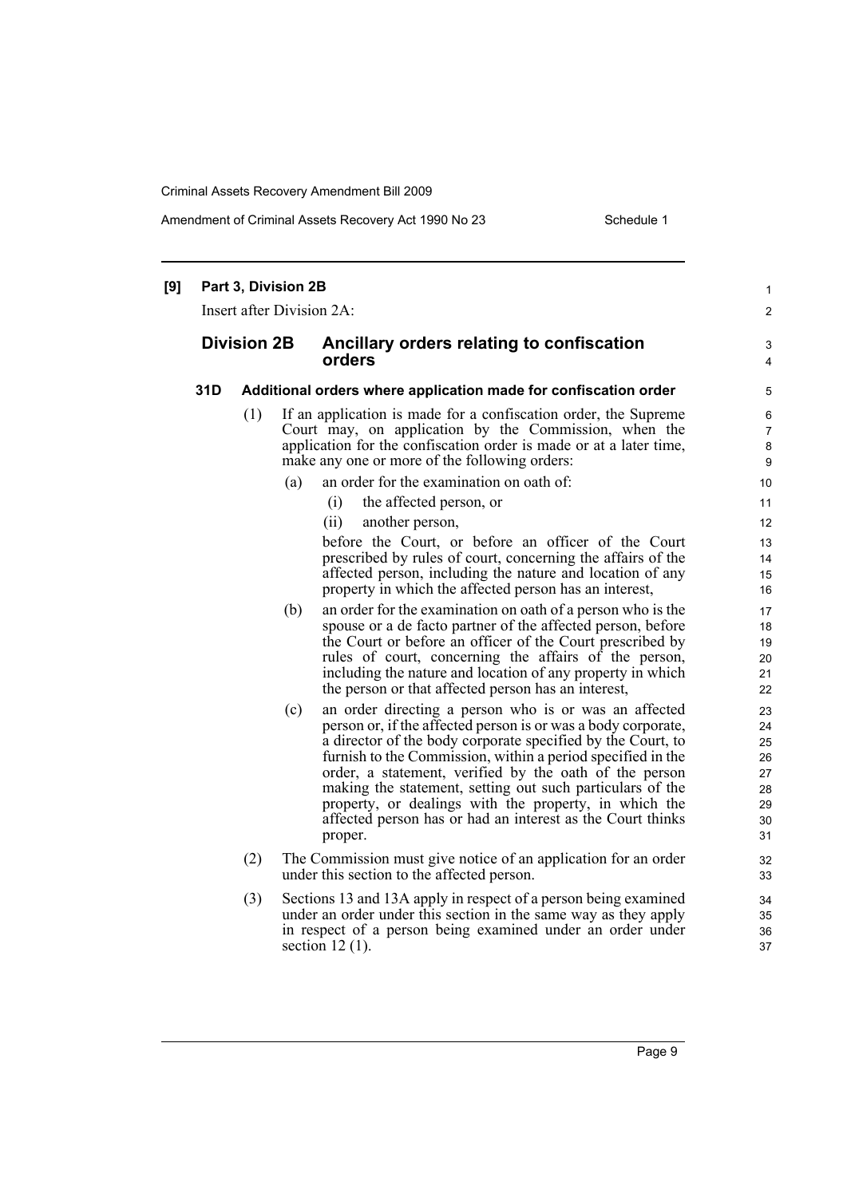**[9] Part 3, Division 2B**

Insert after Division 2A:

## Division 2B Ancillary orders relating to confiscation orders

### 31D Additional orders where application made for confiscation order

(1) If an application is made for a confiscation order, the Supreme Court may, on application by the Commission, when the application for the confiscation order is made or at a later time, make any one or more of the following orders:

(a) an order for the examination on oath of:

(i) the affected person, or

(ii) another person,

before the Court, or before an officer of the Court prescribed by rules of court, concerning the affairs of the affected person, including the nature and location of any property in which the affected person has an interest,

(b) an order for the examination on oath of a person who is the spouse or a de facto partner of the affected person, before the Court or before an officer of the Court prescribed by rules of court, concerning the affairs of the person, including the nature and location of any property in which the person or that affected person has an interest,

(c) an order directing a person who is or was an affected person or, if the affected person is or was a body corporate, a director of the body corporate specified by the Court, to furnish to the Commission, within a period specified in the order, a statement, verified by the oath of the person making the statement, setting out such particulars of the property, or dealings with the property, in which the affected person has or had an interest as the Court thinks proper.

(2) The Commission must give notice of an application for an order under this section to the affected person.

(3) Sections 13 and 13A apply in respect of a person being examined under an order under this section in the same way as they apply in respect of a person being examined under an order under section 12 (1).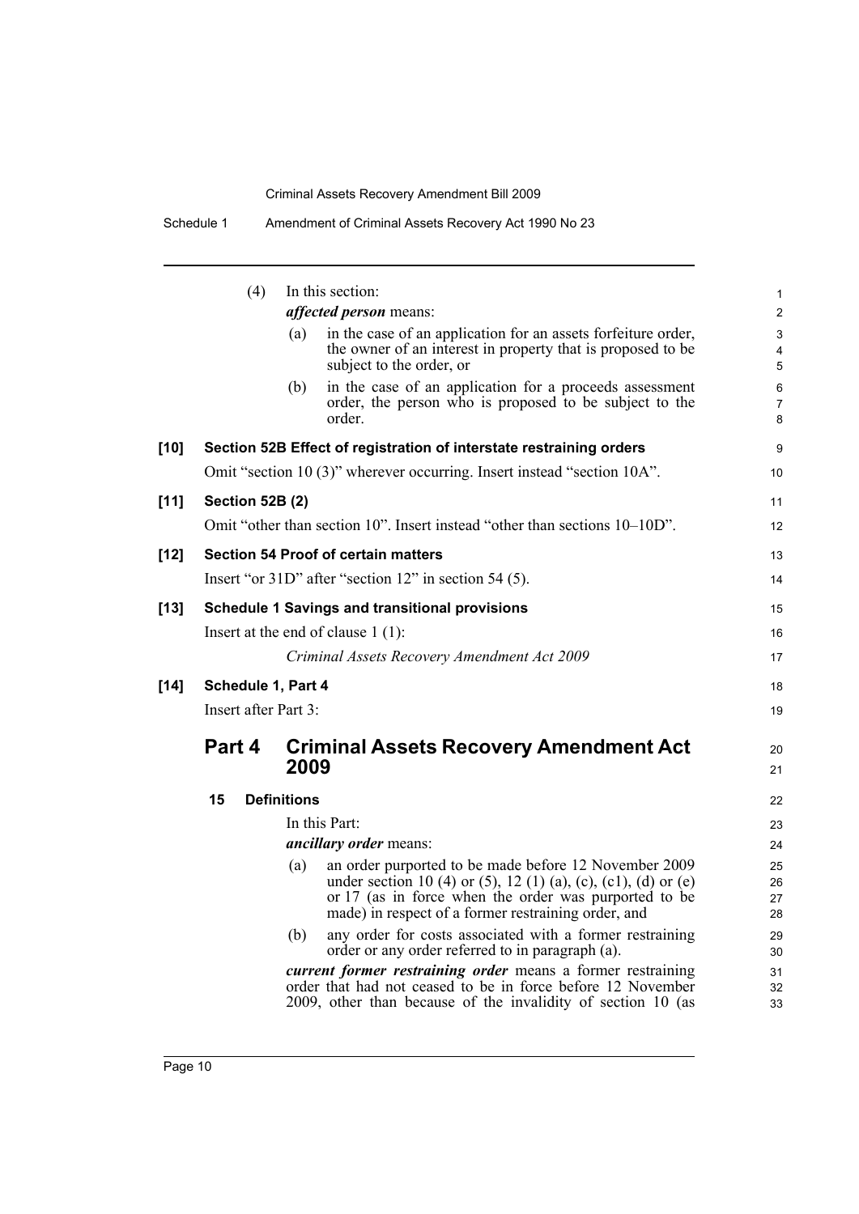(4) In this section:

***affected person*** means:

(a) in the case of an application for an assets forfeiture order, the owner of an interest in property that is proposed to be subject to the order, or

(b) in the case of an application for a proceeds assessment order, the person who is proposed to be subject to the order.

**[10] Section 52B Effect of registration of interstate restraining orders**

Omit "section 10 (3)" wherever occurring. Insert instead "section 10A".

**[11] Section 52B (2)**

Omit "other than section 10". Insert instead "other than sections 10–10D".

**[12] Section 54 Proof of certain matters**

Insert "or 31D" after "section 12" in section 54 (5).

**[13] Schedule 1 Savings and transitional provisions**

Insert at the end of clause 1 (1):

*Criminal Assets Recovery Amendment Act 2009*

**[14] Schedule 1, Part 4**

Insert after Part 3:

## Part 4 Criminal Assets Recovery Amendment Act 2009

### 15 Definitions

In this Part:

***ancillary order*** means:

(a) an order purported to be made before 12 November 2009 under section 10 (4) or (5), 12 (1) (a), (c), (c1), (d) or (e) or 17 (as in force when the order was purported to be made) in respect of a former restraining order, and

(b) any order for costs associated with a former restraining order or any order referred to in paragraph (a).

***current former restraining order*** means a former restraining order that had not ceased to be in force before 12 November 2009, other than because of the invalidity of section 10 (as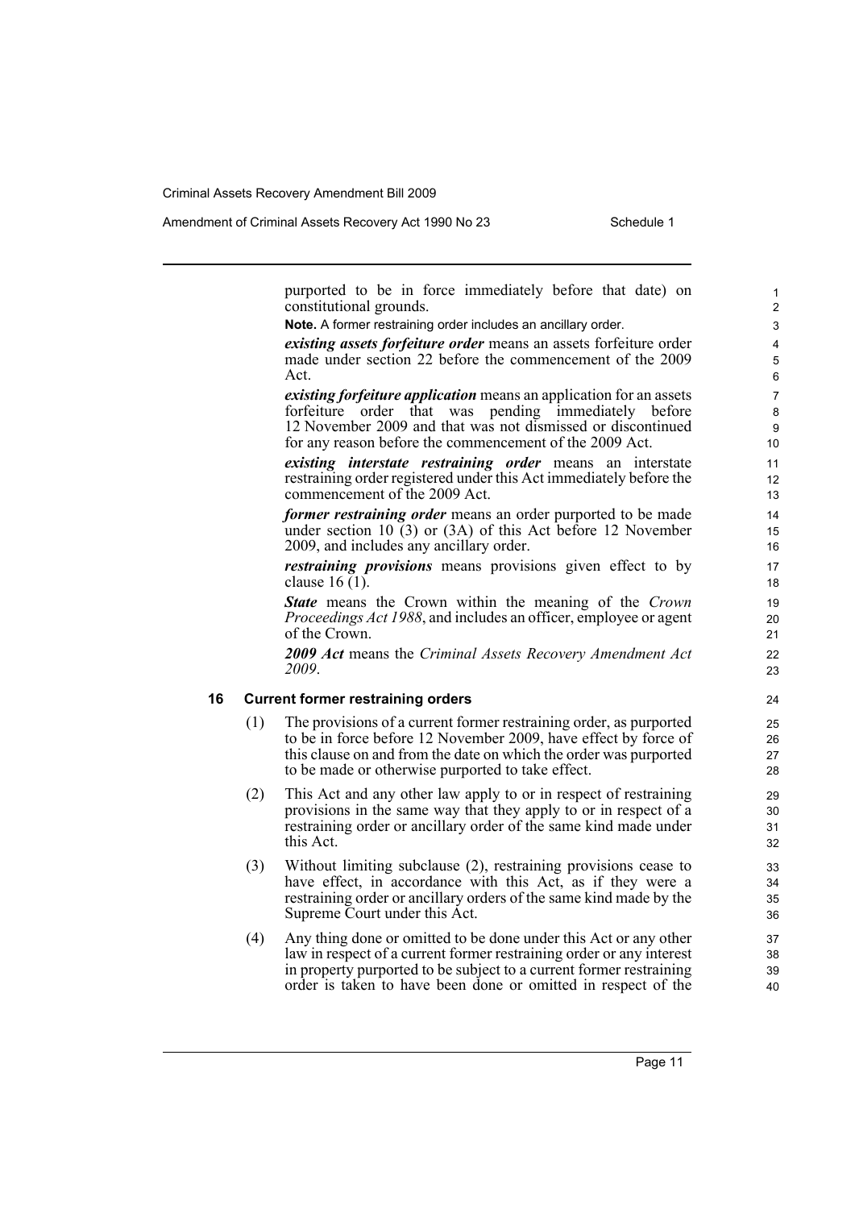purported to be in force immediately before that date) on constitutional grounds.

**Note.** A former restraining order includes an ancillary order.

***existing assets forfeiture order*** means an assets forfeiture order made under section 22 before the commencement of the 2009 Act.

***existing forfeiture application*** means an application for an assets forfeiture order that was pending immediately before 12 November 2009 and that was not dismissed or discontinued for any reason before the commencement of the 2009 Act.

***existing interstate restraining order*** means an interstate restraining order registered under this Act immediately before the commencement of the 2009 Act.

***former restraining order*** means an order purported to be made under section 10 (3) or (3A) of this Act before 12 November 2009, and includes any ancillary order.

***restraining provisions*** means provisions given effect to by clause 16 (1).

***State*** means the Crown within the meaning of the *Crown Proceedings Act 1988*, and includes an officer, employee or agent of the Crown.

***2009 Act*** means the *Criminal Assets Recovery Amendment Act 2009*.

**16 Current former restraining orders**

(1) The provisions of a current former restraining order, as purported to be in force before 12 November 2009, have effect by force of this clause on and from the date on which the order was purported to be made or otherwise purported to take effect.

(2) This Act and any other law apply to or in respect of restraining provisions in the same way that they apply to or in respect of a restraining order or ancillary order of the same kind made under this Act.

(3) Without limiting subclause (2), restraining provisions cease to have effect, in accordance with this Act, as if they were a restraining order or ancillary orders of the same kind made by the Supreme Court under this Act.

(4) Any thing done or omitted to be done under this Act or any other law in respect of a current former restraining order or any interest in property purported to be subject to a current former restraining order is taken to have been done or omitted in respect of the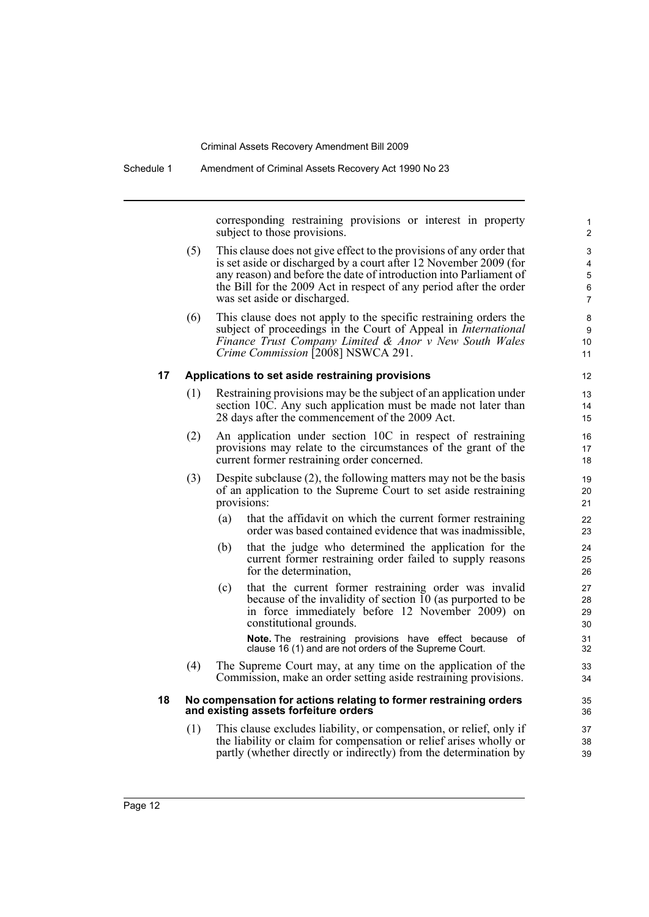corresponding restraining provisions or interest in property subject to those provisions.

(5) This clause does not give effect to the provisions of any order that is set aside or discharged by a court after 12 November 2009 (for any reason) and before the date of introduction into Parliament of the Bill for the 2009 Act in respect of any period after the order was set aside or discharged.

(6) This clause does not apply to the specific restraining orders the subject of proceedings in the Court of Appeal in *International Finance Trust Company Limited & Anor v New South Wales Crime Commission* [2008] NSWCA 291.

### 17 Applications to set aside restraining provisions

(1) Restraining provisions may be the subject of an application under section 10C. Any such application must be made not later than 28 days after the commencement of the 2009 Act.

(2) An application under section 10C in respect of restraining provisions may relate to the circumstances of the grant of the current former restraining order concerned.

(3) Despite subclause (2), the following matters may not be the basis of an application to the Supreme Court to set aside restraining provisions:

(a) that the affidavit on which the current former restraining order was based contained evidence that was inadmissible,

(b) that the judge who determined the application for the current former restraining order failed to supply reasons for the determination,

(c) that the current former restraining order was invalid because of the invalidity of section 10 (as purported to be in force immediately before 12 November 2009) on constitutional grounds.

**Note.** The restraining provisions have effect because of clause 16 (1) and are not orders of the Supreme Court.

(4) The Supreme Court may, at any time on the application of the Commission, make an order setting aside restraining provisions.

### 18 No compensation for actions relating to former restraining orders and existing assets forfeiture orders

(1) This clause excludes liability, or compensation, or relief, only if the liability or claim for compensation or relief arises wholly or partly (whether directly or indirectly) from the determination by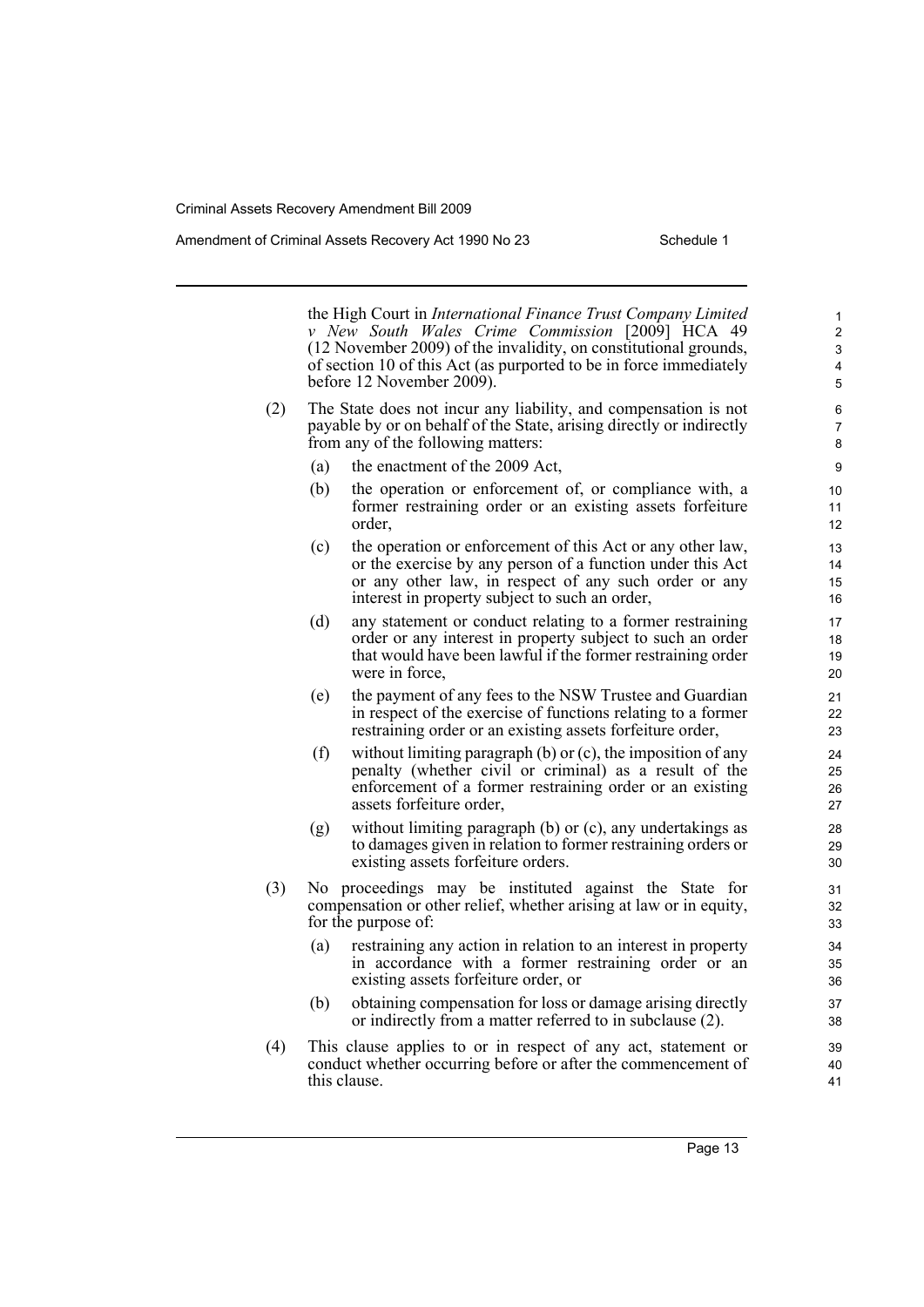the High Court in *International Finance Trust Company Limited v New South Wales Crime Commission* [2009] HCA 49 (12 November 2009) of the invalidity, on constitutional grounds, of section 10 of this Act (as purported to be in force immediately before 12 November 2009).

(2) The State does not incur any liability, and compensation is not payable by or on behalf of the State, arising directly or indirectly from any of the following matters:

(a) the enactment of the 2009 Act,

(b) the operation or enforcement of, or compliance with, a former restraining order or an existing assets forfeiture order,

(c) the operation or enforcement of this Act or any other law, or the exercise by any person of a function under this Act or any other law, in respect of any such order or any interest in property subject to such an order,

(d) any statement or conduct relating to a former restraining order or any interest in property subject to such an order that would have been lawful if the former restraining order were in force,

(e) the payment of any fees to the NSW Trustee and Guardian in respect of the exercise of functions relating to a former restraining order or an existing assets forfeiture order,

(f) without limiting paragraph (b) or (c), the imposition of any penalty (whether civil or criminal) as a result of the enforcement of a former restraining order or an existing assets forfeiture order,

(g) without limiting paragraph (b) or (c), any undertakings as to damages given in relation to former restraining orders or existing assets forfeiture orders.

(3) No proceedings may be instituted against the State for compensation or other relief, whether arising at law or in equity, for the purpose of:

(a) restraining any action in relation to an interest in property in accordance with a former restraining order or an existing assets forfeiture order, or

(b) obtaining compensation for loss or damage arising directly or indirectly from a matter referred to in subclause (2).

(4) This clause applies to or in respect of any act, statement or conduct whether occurring before or after the commencement of this clause.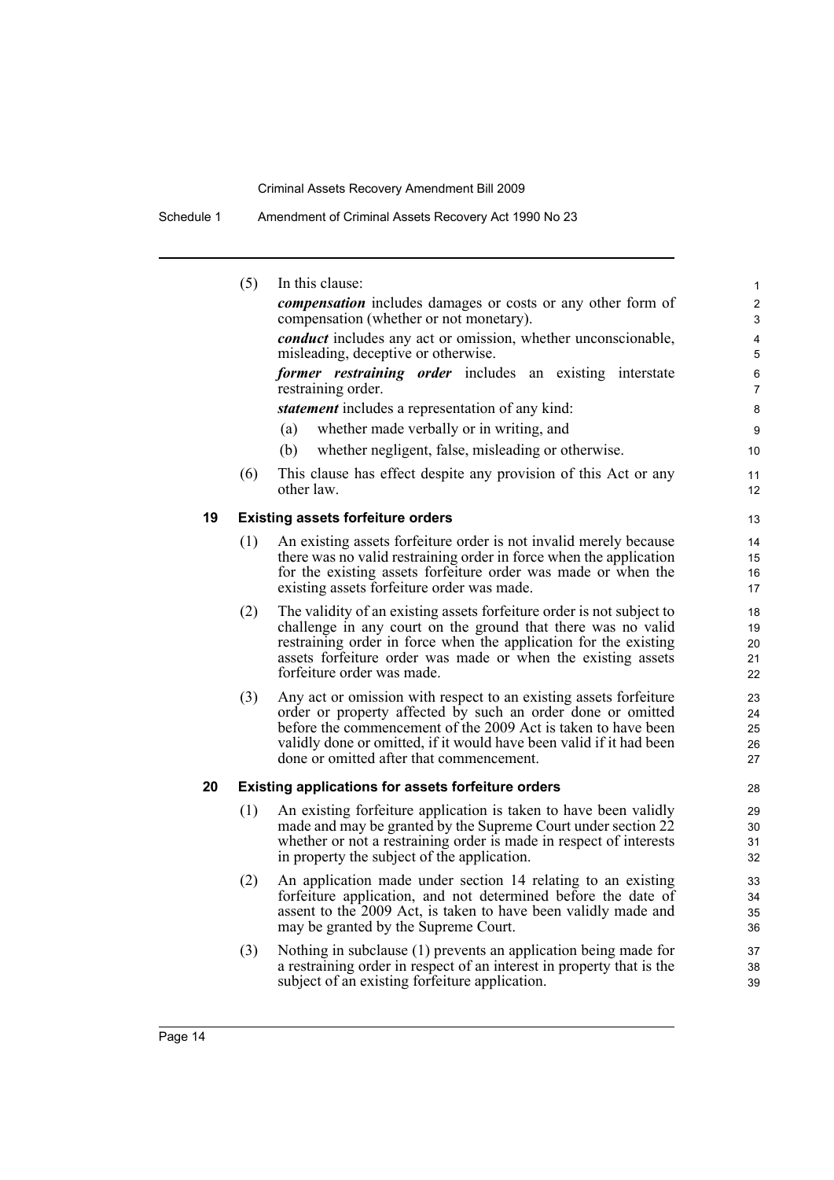(5) In this clause:

*compensation* includes damages or costs or any other form of compensation (whether or not monetary).

*conduct* includes any act or omission, whether unconscionable, misleading, deceptive or otherwise.

*former restraining order* includes an existing interstate restraining order.

*statement* includes a representation of any kind:

(a) whether made verbally or in writing, and

(b) whether negligent, false, misleading or otherwise.

(6) This clause has effect despite any provision of this Act or any other law.

### 19 Existing assets forfeiture orders

(1) An existing assets forfeiture order is not invalid merely because there was no valid restraining order in force when the application for the existing assets forfeiture order was made or when the existing assets forfeiture order was made.

(2) The validity of an existing assets forfeiture order is not subject to challenge in any court on the ground that there was no valid restraining order in force when the application for the existing assets forfeiture order was made or when the existing assets forfeiture order was made.

(3) Any act or omission with respect to an existing assets forfeiture order or property affected by such an order done or omitted before the commencement of the 2009 Act is taken to have been validly done or omitted, if it would have been valid if it had been done or omitted after that commencement.

### 20 Existing applications for assets forfeiture orders

(1) An existing forfeiture application is taken to have been validly made and may be granted by the Supreme Court under section 22 whether or not a restraining order is made in respect of interests in property the subject of the application.

(2) An application made under section 14 relating to an existing forfeiture application, and not determined before the date of assent to the 2009 Act, is taken to have been validly made and may be granted by the Supreme Court.

(3) Nothing in subclause (1) prevents an application being made for a restraining order in respect of an interest in property that is the subject of an existing forfeiture application.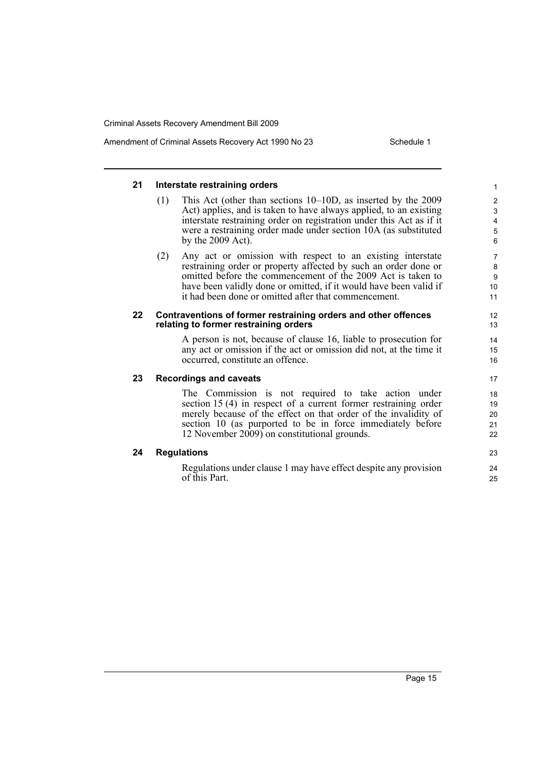### 21 Interstate restraining orders

(1) This Act (other than sections 10–10D, as inserted by the 2009 Act) applies, and is taken to have always applied, to an existing interstate restraining order on registration under this Act as if it were a restraining order made under section 10A (as substituted by the 2009 Act).

(2) Any act or omission with respect to an existing interstate restraining order or property affected by such an order done or omitted before the commencement of the 2009 Act is taken to have been validly done or omitted, if it would have been valid if it had been done or omitted after that commencement.

### 22 Contraventions of former restraining orders and other offences relating to former restraining orders

A person is not, because of clause 16, liable to prosecution for any act or omission if the act or omission did not, at the time it occurred, constitute an offence.

### 23 Recordings and caveats

The Commission is not required to take action under section 15 (4) in respect of a current former restraining order merely because of the effect on that order of the invalidity of section 10 (as purported to be in force immediately before 12 November 2009) on constitutional grounds.

### 24 Regulations

Regulations under clause 1 may have effect despite any provision of this Part.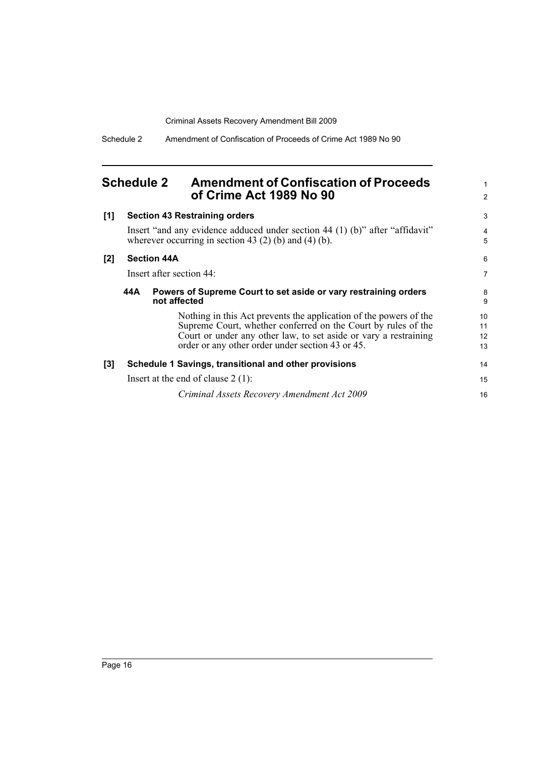# Schedule 2 Amendment of Confiscation of Proceeds of Crime Act 1989 No 90

**[1] Section 43 Restraining orders**

Insert "and any evidence adduced under section 44 (1) (b)" after "affidavit" wherever occurring in section 43 (2) (b) and (4) (b).

**[2] Section 44A**

Insert after section 44:

**44A Powers of Supreme Court to set aside or vary restraining orders not affected**

Nothing in this Act prevents the application of the powers of the Supreme Court, whether conferred on the Court by rules of the Court or under any other law, to set aside or vary a restraining order or any other order under section 43 or 45.

**[3] Schedule 1 Savings, transitional and other provisions**

Insert at the end of clause 2 (1):

*Criminal Assets Recovery Amendment Act 2009*